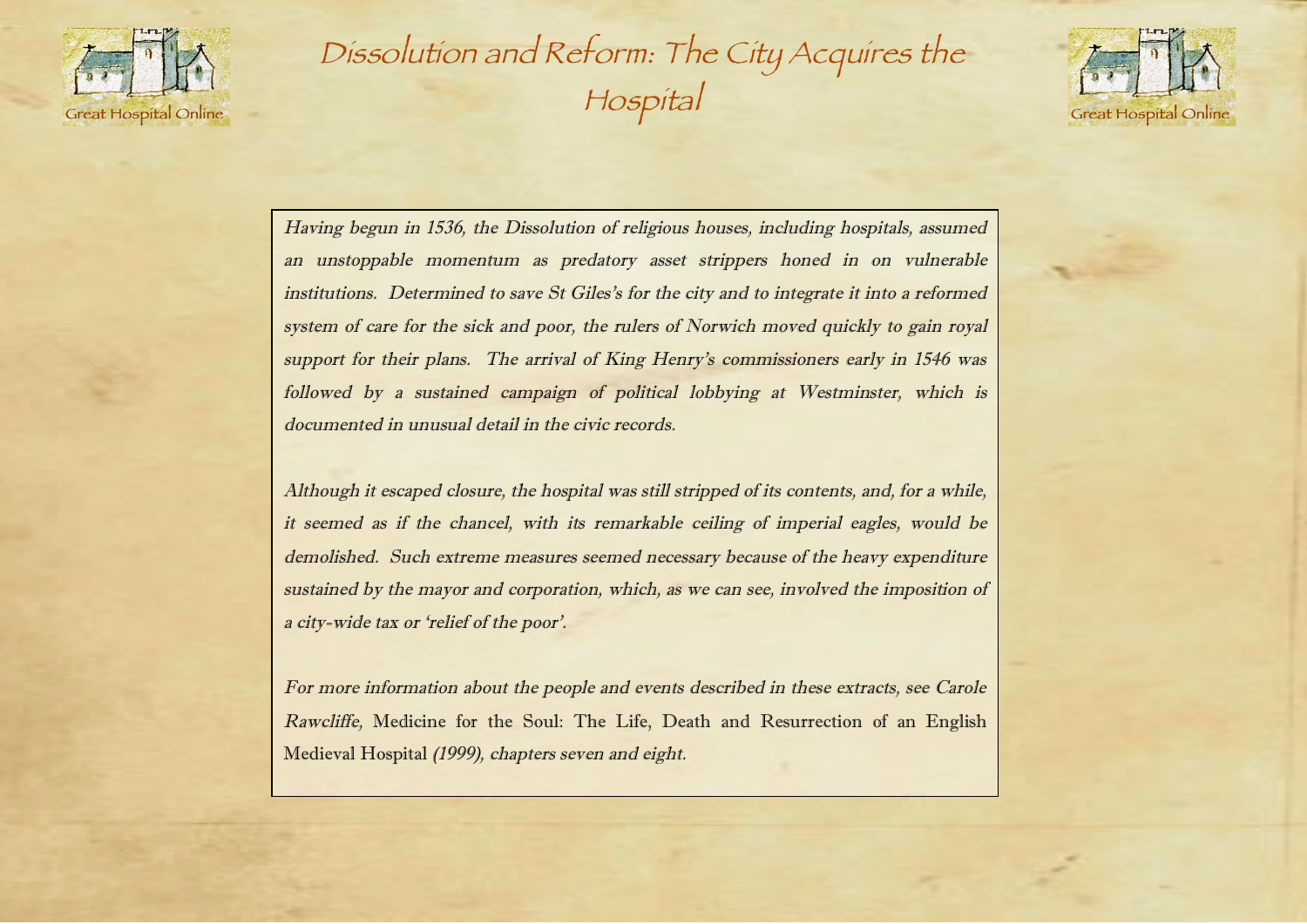# Dissolution and Reform: The City Acquires the Hospital

*Having begun in 1536, the Dissolution of religious houses, including hospitals, assumed an unstoppable momentum as predatory asset strippers honed in on vulnerable institutions. Determined to save St Giles's for the city and to integrate it into a reformed system of care for the sick and poor, the rulers of Norwich moved quickly to gain royal support for their plans. The arrival of King Henry's commissioners early in 1546 was followed by a sustained campaign of political lobbying at Westminster, which is documented in unusual detail in the civic records.*

*Although it escaped closure, the hospital was still stripped of its contents, and, for a while, it seemed as if the chancel, with its remarkable ceiling of imperial eagles, would be demolished. Such extreme measures seemed necessary because of the heavy expenditure sustained by the mayor and corporation, which, as we can see, involved the imposition of a city-wide tax or 'relief of the poor'.*

*For more information about the people and events described in these extracts, see Carole Rawcliffe,* Medicine for the Soul: The Life, Death and Resurrection of an English Medieval Hospital *(1999), chapters seven and eight.*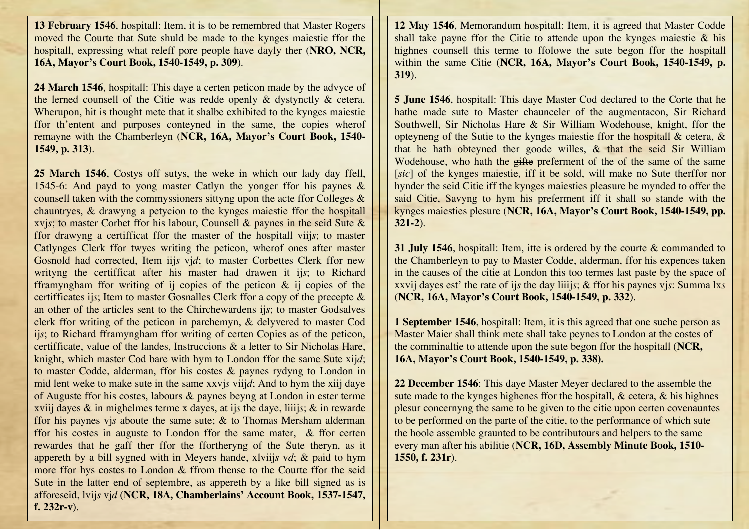**13 February 1546**, hospitall: Item, it is to be remembred that Master Rogers moved the Courte that Sute shuld be made to the kynges maiestie ffor the hospitall, expressing what releff pore people have dayly ther (**NRO, NCR, 16A, Mayor's Court Book, 1540-1549, p. 309**).

**24 March 1546**, hospitall: This daye a certen peticon made by the advyce of the lerned counsell of the Citie was redde openly & dystynctly & cetera. Wherupon, hit is thought mete that it shalbe exhibited to the kynges maiestie ffor th'entent and purposes conteyned in the same, the copies wherof remayne with the Chamberleyn (**NCR, 16A, Mayor's Court Book, 1540-1549, p. 313**).

**25 March 1546**, Costys off sutys, the weke in which our lady day ffell, 1545-6: And payd to yong master Catlyn the younger ffor his paynes & counsell taken with the commyssioners sittyng upon the acte ffor Colleges & chauntryes, & drawyng a petycion to the kynges maiestie ffor the hospitall xvj*s*; to master Corbet ffor his labour, Counsell & paynes in the seid Sute & ffor drawyng a certifficat ffor the master of the hospitall viij*s*; to master Catlynges Clerk ffor twyes writing the peticon, wherof ones after master Gosnold had corrected, Item iij*s* vj*d*; to master Corbettes Clerk ffor new writyng the certifficat after his master had drawen it ij*s*; to Richard fframyngham ffor writing of ij copies of the peticon & ij copies of the certifficates ij*s*; Item to master Gosnalles Clerk ffor a copy of the precepte & an other of the articles sent to the Chirchewardens ij*s*; to master Godsalves clerk ffor writing of the peticon in parchemyn, & delyvered to master Cod ij*s*; to Richard fframyngham ffor writing of certen Copies as of the peticon, certifficate, value of the landes, Instruccions & a letter to Sir Nicholas Hare, knight, which master Cod bare with hym to London ffor the same Sute xij*d*; to master Codde, alderman, ffor his costes & paynes rydyng to London in mid lent weke to make sute in the same xxvj*s* viij*d*; And to hym the xiij daye of Auguste ffor his costes, labours & paynes beyng at London in ester terme xviij dayes & in mighelmes terme x dayes, at ij*s* the daye, liiij*s*; & in rewarde ffor his paynes vj*s* aboute the same sute; & to Thomas Mersham alderman ffor his costes in auguste to London ffor the same mater, & ffor certen rewardes that he gaff ther ffor the ffortheryng of the Sute theryn, as it appereth by a bill sygned with in Meyers hande, xlviij*s* v*d*; & paid to hym more ffor hys costes to London & ffrom thense to the Courte ffor the seid Sute in the latter end of septembre, as appereth by a like bill signed as is afforeseid, lvij*s* vj*d* (**NCR, 18A, Chamberlains' Account Book, 1537-1547, f. 232r-v**).

**12 May 1546**, Memorandum hospitall: Item, it is agreed that Master Codde shall take payne ffor the Citie to attende upon the kynges maiestie & his highnes counsell this terme to ffolowe the sute begon ffor the hospitall within the same Citie (**NCR, 16A, Mayor's Court Book, 1540-1549, p. 319**).

**5 June 1546**, hospitall: This daye Master Cod declared to the Corte that he hathe made sute to Master chaunceler of the augmentacon, Sir Richard Southwell, Sir Nicholas Hare & Sir William Wodehouse, knight, ffor the opteyneng of the Sutie to the kynges maiestie ffor the hospitall & cetera, & that he hath obteyned ther goode willes, & that the seid Sir William Wodehouse, who hath the ~~gifte~~ preferment of the of the same of the same [*sic*] of the kynges maiestie, iff it be sold, will make no Sute therffor nor hynder the seid Citie iff the kynges maiesties pleasure be mynded to offer the said Citie, Savyng to hym his preferment iff it shall so stande with the kynges maiesties plesure (**NCR, 16A, Mayor's Court Book, 1540-1549, pp. 321-2**).

**31 July 1546**, hospitall: Item, itte is ordered by the courte & commanded to the Chamberleyn to pay to Master Codde, alderman, ffor his expences taken in the causes of the citie at London this too termes last paste by the space of xxvij dayes est' the rate of ij*s* the day liiij*s*; & ffor his paynes vj*s*: Summa lx*s* (**NCR, 16A, Mayor's Court Book, 1540-1549, p. 332**).

**1 September 1546**, hospitall: Item, it is this agreed that one suche person as Master Maier shall think mete shall take peynes to London at the costes of the comminaltie to attende upon the sute begon ffor the hospitall (**NCR, 16A, Mayor's Court Book, 1540-1549, p. 338).**

**22 December 1546**: This daye Master Meyer declared to the assemble the sute made to the kynges highenes ffor the hospitall, & cetera, & his highnes plesur concernyng the same to be given to the citie upon certen covenauntes to be performed on the parte of the citie, to the performance of which sute the hoole assemble graunted to be contributours and helpers to the same every man after his abilitie (**NCR, 16D, Assembly Minute Book, 1510-1550, f. 231r**).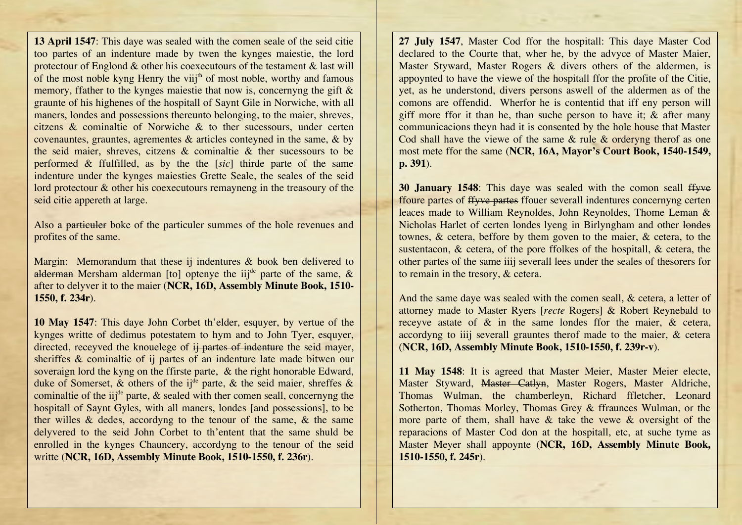**13 April 1547**: This daye was sealed with the comen seale of the seid citie too partes of an indenture made by twen the kynges maiestie, the lord protectour of Englond & other his coexecutours of the testament & last will of the most noble kyng Henry the viij[th] of most noble, worthy and famous memory, ffather to the kynges maiestie that now is, concernyng the gift & graunte of his highenes of the hospitall of Saynt Gile in Norwiche, with all maners, londes and possessions thereunto belonging, to the maier, shreves, citzens & cominaltie of Norwiche & to ther sucessours, under certen covenauntes, grauntes, agrementes & articles conteyned in the same, & by the seid maier, shreves, citzens & cominaltie & ther sucessours to be performed & ffulfilled, as by the the [*sic*] thirde parte of the same indenture under the kynges maiesties Grette Seale, the seales of the seid lord protectour & other his coexecutours remayneng in the treasoury of the seid citie appereth at large.

Also a ~~particuler~~ boke of the particuler summes of the hole revenues and profites of the same.

Margin: Memorandum that these ij indentures & book ben delivered to ~~alderman~~ Mersham alderman [to] optenye the iij[de] parte of the same, & after to delyver it to the maier (**NCR, 16D, Assembly Minute Book, 1510-1550, f. 234r**).

**10 May 1547**: This daye John Corbet th'elder, esquyer, by vertue of the kynges writte of dedimus potestatem to hym and to John Tyer, esquyer, directed, receyved the knouelege of ~~ij partes of indenture~~ the seid mayer, sheriffes & cominaltie of ij partes of an indenture late made bitwen our soveraign lord the kyng on the ffirste parte, & the right honorable Edward, duke of Somerset, & others of the ij[de] parte, & the seid maier, shreffes & cominaltie of the iij[de] parte, & sealed with ther comen seall, concernyng the hospitall of Saynt Gyles, with all maners, londes [and possessions], to be ther willes & dedes, accordyng to the tenour of the same, & the same delyvered to the seid John Corbet to th'entent that the same shuld be enrolled in the kynges Chauncery, accordyng to the tenour of the seid writte (**NCR, 16D, Assembly Minute Book, 1510-1550, f. 236r**).

**27 July 1547**, Master Cod ffor the hospitall: This daye Master Cod declared to the Courte that, wher he, by the advyce of Master Maier, Master Styward, Master Rogers & divers others of the aldermen, is appoynted to have the viewe of the hospitall ffor the profite of the Citie, yet, as he understond, divers persons aswell of the aldermen as of the comons are offendid. Wherfor he is contentid that iff eny person will giff more ffor it than he, than suche person to have it; & after many communicacions theyn had it is consented by the hole house that Master Cod shall have the viewe of the same & rule & orderyng therof as one most mete ffor the same (**NCR, 16A, Mayor's Court Book, 1540-1549, p. 391**).

**30 January 1548**: This daye was sealed with the comon seall ~~ffyve~~ ffoure partes of ~~ffyve partes~~ ffouer severall indentures concernyng certen leaces made to William Reynoldes, John Reynoldes, Thome Leman & Nicholas Harlet of certen londes lyeng in Birlyngham and other ~~londes~~ townes, & cetera, beffore by them goven to the maier, & cetera, to the sustentacon, & cetera, of the pore ffolkes of the hospitall, & cetera, the other partes of the same iiij severall lees under the seales of thesorers for to remain in the tresory, & cetera.

And the same daye was sealed with the comen seall, & cetera, a letter of attorney made to Master Ryers [*recte* Rogers] & Robert Reynebald to receyve astate of & in the same londes ffor the maier, & cetera, accordyng to iiij severall grauntes therof made to the maier, & cetera (**NCR, 16D, Assembly Minute Book, 1510-1550, f. 239r-v**).

**11 May 1548**: It is agreed that Master Meier, Master Meier electe, Master Styward, ~~Master Catlyn~~, Master Rogers, Master Aldriche, Thomas Wulman, the chamberleyn, Richard ffletcher, Leonard Sotherton, Thomas Morley, Thomas Grey & ffraunces Wulman, or the more parte of them, shall have & take the vewe & oversight of the reparacions of Master Cod don at the hospitall, etc, at suche tyme as Master Meyer shall appoynte (**NCR, 16D, Assembly Minute Book, 1510-1550, f. 245r**).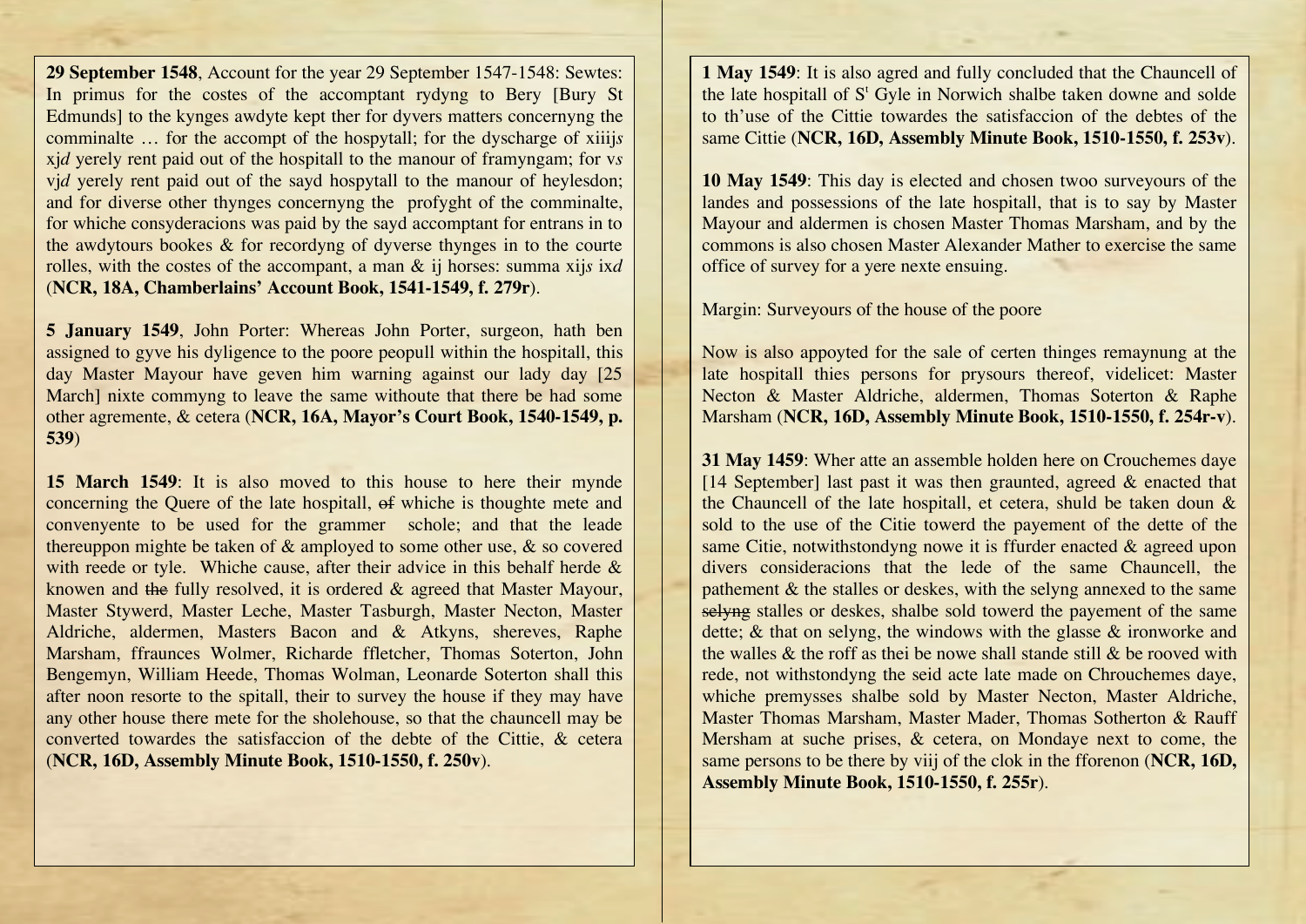**29 September 1548**, Account for the year 29 September 1547-1548: Sewtes: In primus for the costes of the accomptant rydyng to Bery [Bury St Edmunds] to the kynges awdyte kept ther for dyvers matters concernyng the comminalte … for the accompt of the hospytall; for the dyscharge of xiiij*s* xj*d* yerely rent paid out of the hospitall to the manour of framyngam; for v*s* vj*d* yerely rent paid out of the sayd hospytall to the manour of heylesdon; and for diverse other thynges concernyng the profyght of the comminalte, for whiche consyderacions was paid by the sayd accomptant for entrans in to the awdytours bookes & for recordyng of dyverse thynges in to the courte rolles, with the costes of the accompant, a man & ij horses: summa xij*s* ix*d* (**NCR, 18A, Chamberlains' Account Book, 1541-1549, f. 279r**).

**5 January 1549**, John Porter: Whereas John Porter, surgeon, hath ben assigned to gyve his dyligence to the poore peopull within the hospitall, this day Master Mayour have geven him warning against our lady day [25 March] nixte commyng to leave the same withoute that there be had some other agremente, & cetera (**NCR, 16A, Mayor's Court Book, 1540-1549, p. 539**)

**15 March 1549**: It is also moved to this house to here their mynde concerning the Quere of the late hospitall, ~~of~~ whiche is thoughte mete and convenyente to be used for the grammer schole; and that the leade thereuppon mighte be taken of & amployed to some other use, & so covered with reede or tyle. Whiche cause, after their advice in this behalf herde & knowen and ~~the~~ fully resolved, it is ordered & agreed that Master Mayour, Master Stywerd, Master Leche, Master Tasburgh, Master Necton, Master Aldriche, aldermen, Masters Bacon and & Atkyns, shereves, Raphe Marsham, ffraunces Wolmer, Richarde ffletcher, Thomas Soterton, John Bengemyn, William Heede, Thomas Wolman, Leonarde Soterton shall this after noon resorte to the spitall, their to survey the house if they may have any other house there mete for the sholehouse, so that the chauncell may be converted towardes the satisfaccion of the debte of the Cittie, & cetera (**NCR, 16D, Assembly Minute Book, 1510-1550, f. 250v**).

**1 May 1549**: It is also agred and fully concluded that the Chauncell of the late hospitall of S[t] Gyle in Norwich shalbe taken downe and solde to th'use of the Cittie towardes the satisfaccion of the debtes of the same Cittie (**NCR, 16D, Assembly Minute Book, 1510-1550, f. 253v**).

**10 May 1549**: This day is elected and chosen twoo surveyours of the landes and possessions of the late hospitall, that is to say by Master Mayour and aldermen is chosen Master Thomas Marsham, and by the commons is also chosen Master Alexander Mather to exercise the same office of survey for a yere nexte ensuing.

Margin: Surveyours of the house of the poore

Now is also appoyted for the sale of certen thinges remaynung at the late hospitall thies persons for prysours thereof, videlicet: Master Necton & Master Aldriche, aldermen, Thomas Soterton & Raphe Marsham (**NCR, 16D, Assembly Minute Book, 1510-1550, f. 254r-v**).

**31 May 1459**: Wher atte an assemble holden here on Crouchemes daye [14 September] last past it was then graunted, agreed & enacted that the Chauncell of the late hospitall, et cetera, shuld be taken doun & sold to the use of the Citie towerd the payement of the dette of the same Citie, notwithstondyng nowe it is ffurder enacted & agreed upon divers consideracions that the lede of the same Chauncell, the pathement & the stalles or deskes, with the selyng annexed to the same ~~selyng~~ stalles or deskes, shalbe sold towerd the payement of the same dette; & that on selyng, the windows with the glasse & ironworke and the walles & the roff as thei be nowe shall stande still & be rooved with rede, not withstondyng the seid acte late made on Chrouchemes daye, whiche premysses shalbe sold by Master Necton, Master Aldriche, Master Thomas Marsham, Master Mader, Thomas Sotherton & Rauff Mersham at suche prises, & cetera, on Mondaye next to come, the same persons to be there by viij of the clok in the fforenon (**NCR, 16D, Assembly Minute Book, 1510-1550, f. 255r**).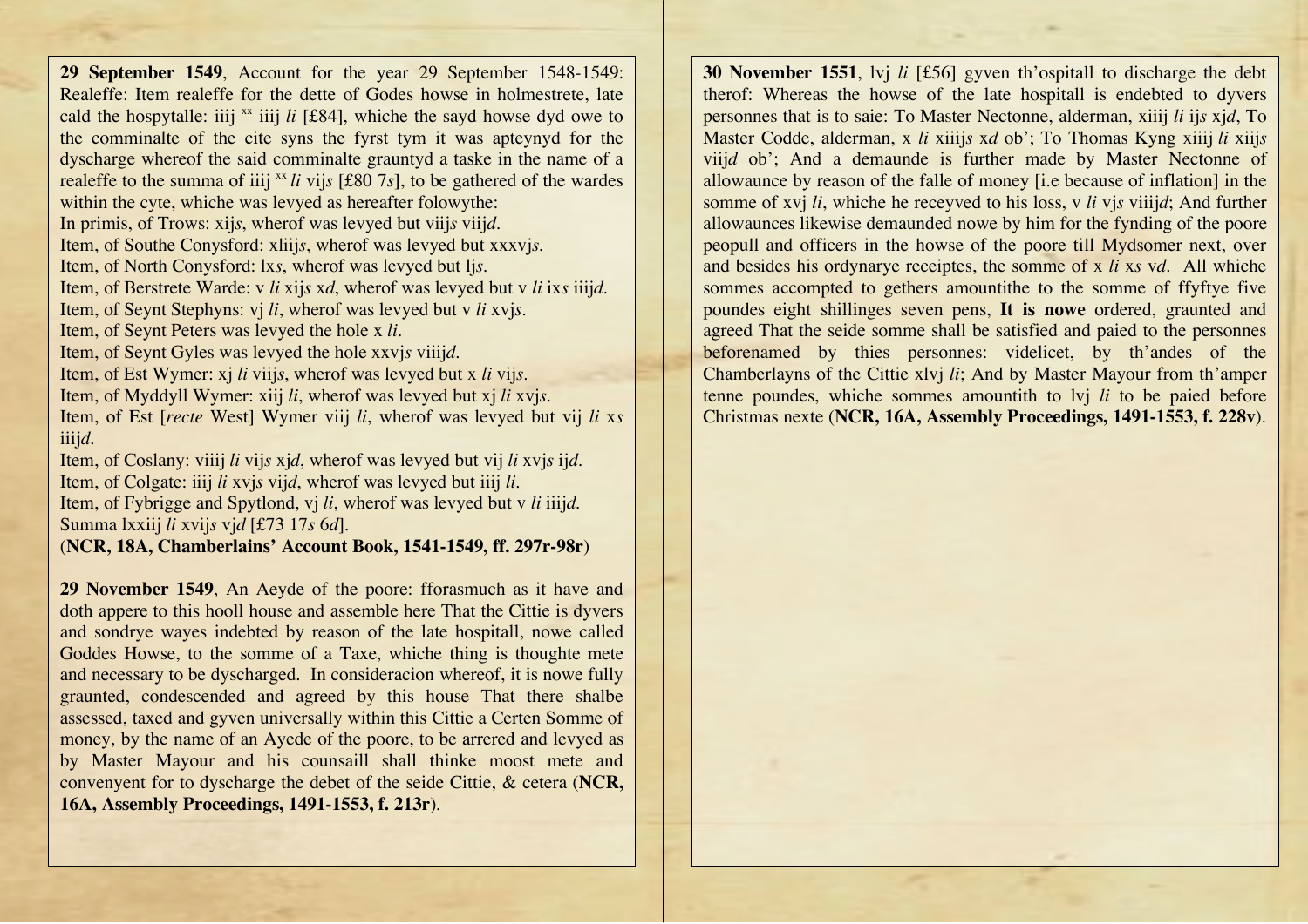**29 September 1549**, Account for the year 29 September 1548-1549: Realeffe: Item realeffe for the dette of Godes howse in holmestrete, late cald the hospytalle: iiij $^{xx}$ iiij *li* [£84], whiche the sayd howse dyd owe to the comminalte of the cite syns the fyrst tym it was apteynyd for the dyscharge whereof the said comminalte grauntyd a taske in the name of a realeffe to the summa of iiij $^{xx}$ *li* vij*s* [£80 7*s*], to be gathered of the wardes within the cyte, whiche was levyed as hereafter folowythe:

In primis, of Trows: xij*s*, wherof was levyed but viij*s* viij*d*.
Item, of Southe Conysford: xliij*s*, wherof was levyed but xxxvj*s*.
Item, of North Conysford: lx*s*, wherof was levyed but lj*s*.
Item, of Berstrete Warde: v *li* xij*s* x*d*, wherof was levyed but v *li* ix*s* iiij*d*.
Item, of Seynt Stephyns: vj *li*, wherof was levyed but v *li* xvj*s*.
Item, of Seynt Peters was levyed the hole x *li*.
Item, of Seynt Gyles was levyed the hole xxvj*s* viiij*d*.
Item, of Est Wymer: xj *li* viij*s*, wherof was levyed but x *li* vij*s*.
Item, of Myddyll Wymer: xiij *li*, wherof was levyed but xj *li* xvj*s*.
Item, of Est [*recte* West] Wymer viij *li*, wherof was levyed but vij *li* x*s* iiij*d*.
Item, of Coslany: viiij *li* vij*s* xj*d*, wherof was levyed but vij *li* xvj*s* ij*d*.
Item, of Colgate: iiij *li* xvj*s* vij*d*, wherof was levyed but iiij *li*.
Item, of Fybrigge and Spytlond, vj *li*, wherof was levyed but v *li* iiij*d*.
Summa lxxiij *li* xvij*s* vj*d* [£73 17*s* 6*d*].
(**NCR, 18A, Chamberlains' Account Book, 1541-1549, ff. 297r-98r**)

**29 November 1549**, An Aeyde of the poore: fforasmuch as it have and doth appere to this hooll house and assemble here That the Cittie is dyvers and sondrye wayes indebted by reason of the late hospitall, nowe called Goddes Howse, to the somme of a Taxe, whiche thing is thoughte mete and necessary to be dyscharged. In consideracion whereof, it is nowe fully graunted, condescended and agreed by this house That there shalbe assessed, taxed and gyven universally within this Cittie a Certen Somme of money, by the name of an Ayede of the poore, to be arrered and levyed as by Master Mayour and his counsaill shall thinke moost mete and convenyent for to dyscharge the debet of the seide Cittie, & cetera (**NCR, 16A, Assembly Proceedings, 1491-1553, f. 213r**).

**30 November 1551**, lvj *li* [£56] gyven th'ospitall to discharge the debt therof: Whereas the howse of the late hospitall is endebted to dyvers personnes that is to saie: To Master Nectonne, alderman, xiiij *li* ij*s* xj*d*, To Master Codde, alderman, x *li* xiiij*s* x*d* ob'; To Thomas Kyng xiiij *li* xiij*s* viij*d* ob'; And a demaunde is further made by Master Nectonne of allowaunce by reason of the falle of money [i.e because of inflation] in the somme of xvj *li*, whiche he receyved to his loss, v *li* vj*s* viiij*d*; And further allowaunces likewise demaunded nowe by him for the fynding of the poore peopull and officers in the howse of the poore till Mydsomer next, over and besides his ordynarye receiptes, the somme of x *li* x*s* v*d*. All whiche sommes accompted to gethers amountithe to the somme of ffyftye five poundes eight shillinges seven pens, **It is nowe** ordered, graunted and agreed That the seide somme shall be satisfied and paied to the personnes beforenamed by thies personnes: videlicet, by th'andes of the Chamberlayns of the Cittie xlvj *li*; And by Master Mayour from th'amper tenne poundes, whiche sommes amountith to lvj *li* to be paied before Christmas nexte (**NCR, 16A, Assembly Proceedings, 1491-1553, f. 228v**).